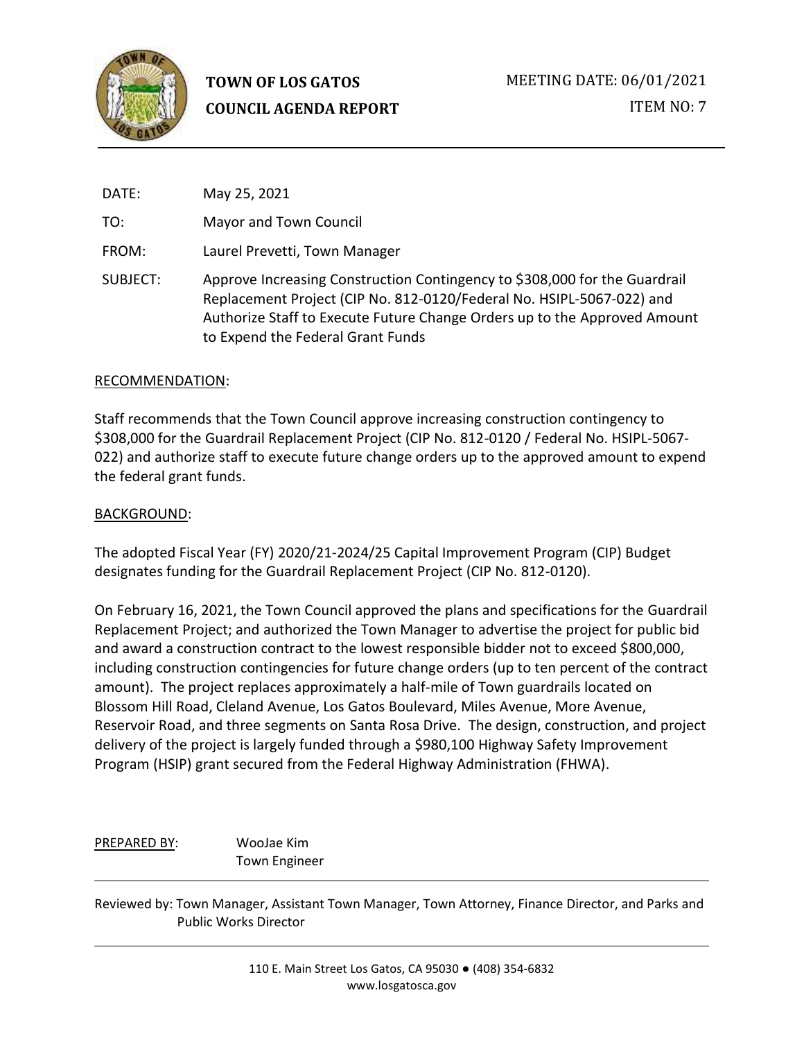**TOWN OF LOS GATOS**
**COUNCIL AGENDA REPORT**

MEETING DATE: 06/01/2021

ITEM NO: 7

DATE: May 25, 2021

TO: Mayor and Town Council

FROM: Laurel Prevetti, Town Manager

SUBJECT: Approve Increasing Construction Contingency to $308,000 for the Guardrail Replacement Project (CIP No. 812-0120/Federal No. HSIPL-5067-022) and Authorize Staff to Execute Future Change Orders up to the Approved Amount to Expend the Federal Grant Funds

RECOMMENDATION:

Staff recommends that the Town Council approve increasing construction contingency to $308,000 for the Guardrail Replacement Project (CIP No. 812-0120 / Federal No. HSIPL-5067-022) and authorize staff to execute future change orders up to the approved amount to expend the federal grant funds.

BACKGROUND:

The adopted Fiscal Year (FY) 2020/21-2024/25 Capital Improvement Program (CIP) Budget designates funding for the Guardrail Replacement Project (CIP No. 812-0120).

On February 16, 2021, the Town Council approved the plans and specifications for the Guardrail Replacement Project; and authorized the Town Manager to advertise the project for public bid and award a construction contract to the lowest responsible bidder not to exceed $800,000, including construction contingencies for future change orders (up to ten percent of the contract amount). The project replaces approximately a half-mile of Town guardrails located on Blossom Hill Road, Cleland Avenue, Los Gatos Boulevard, Miles Avenue, More Avenue, Reservoir Road, and three segments on Santa Rosa Drive. The design, construction, and project delivery of the project is largely funded through a $980,100 Highway Safety Improvement Program (HSIP) grant secured from the Federal Highway Administration (FHWA).

PREPARED BY: WooJae Kim
Town Engineer

Reviewed by: Town Manager, Assistant Town Manager, Town Attorney, Finance Director, and Parks and Public Works Director

110 E. Main Street Los Gatos, CA 95030 ● (408) 354-6832
www.losgatosca.gov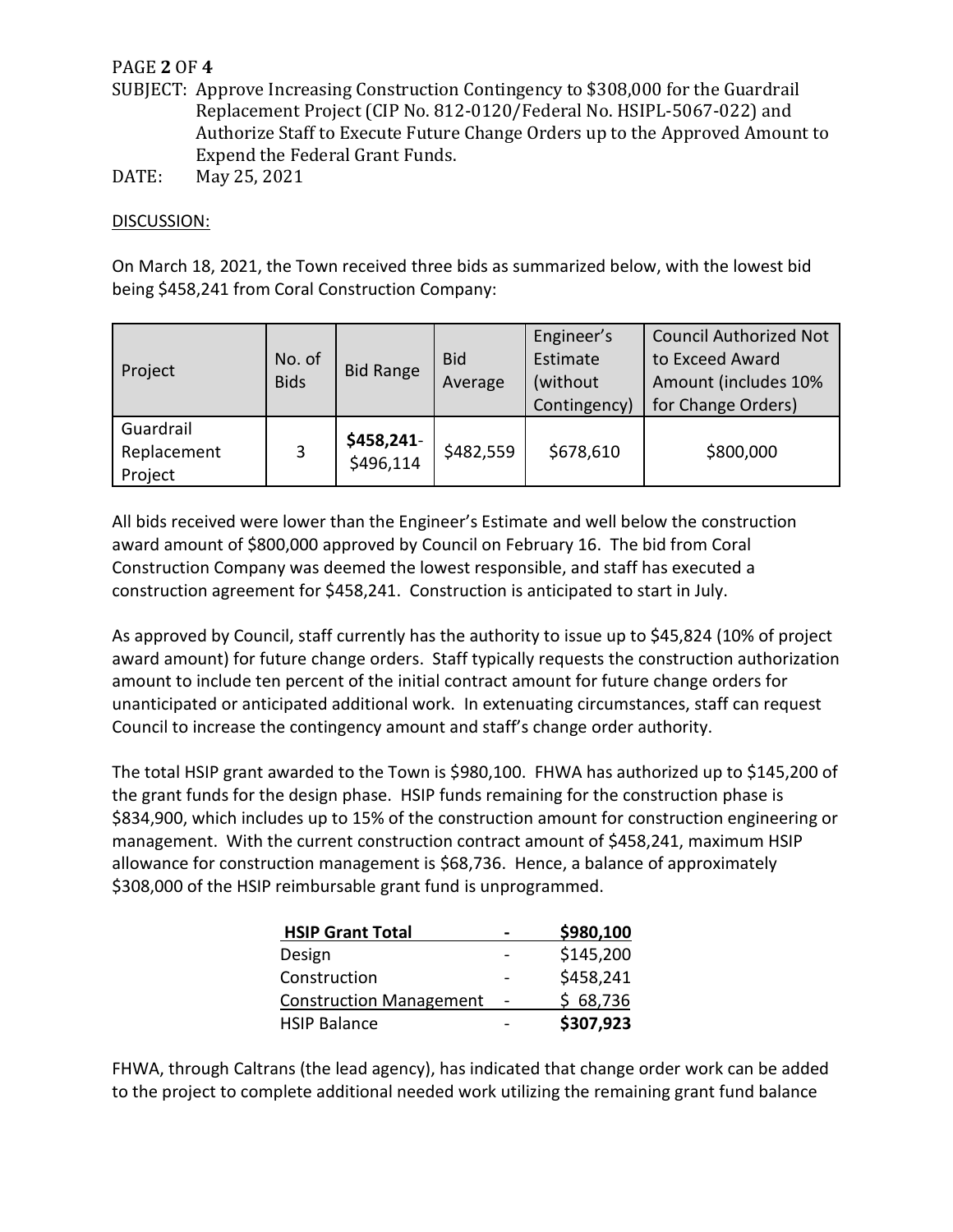SUBJECT: Approve Increasing Construction Contingency to $308,000 for the Guardrail Replacement Project (CIP No. 812-0120/Federal No. HSIPL-5067-022) and Authorize Staff to Execute Future Change Orders up to the Approved Amount to Expend the Federal Grant Funds.

DATE: May 25, 2021

DISCUSSION:

On March 18, 2021, the Town received three bids as summarized below, with the lowest bid being $458,241 from Coral Construction Company:

| Project | No. of Bids | Bid Range | Bid Average | Engineer's Estimate (without Contingency) | Council Authorized Not to Exceed Award Amount (includes 10% for Change Orders) |
|---|---|---|---|---|---|
| Guardrail Replacement Project | 3 | **$458,241**-$496,114 | $482,559 | $678,610 | $800,000 |

All bids received were lower than the Engineer's Estimate and well below the construction award amount of $800,000 approved by Council on February 16. The bid from Coral Construction Company was deemed the lowest responsible, and staff has executed a construction agreement for $458,241. Construction is anticipated to start in July.

As approved by Council, staff currently has the authority to issue up to $45,824 (10% of project award amount) for future change orders. Staff typically requests the construction authorization amount to include ten percent of the initial contract amount for future change orders for unanticipated or anticipated additional work. In extenuating circumstances, staff can request Council to increase the contingency amount and staff's change order authority.

The total HSIP grant awarded to the Town is $980,100. FHWA has authorized up to $145,200 of the grant funds for the design phase. HSIP funds remaining for the construction phase is $834,900, which includes up to 15% of the construction amount for construction engineering or management. With the current construction contract amount of $458,241, maximum HSIP allowance for construction management is $68,736. Hence, a balance of approximately $308,000 of the HSIP reimbursable grant fund is unprogrammed.

| **HSIP Grant Total** | - | **$980,100** |
|---|---|---|
| Design | - | $145,200 |
| Construction | - | $458,241 |
| Construction Management | - | $ 68,736 |
| HSIP Balance | - | **$307,923** |

FHWA, through Caltrans (the lead agency), has indicated that change order work can be added to the project to complete additional needed work utilizing the remaining grant fund balance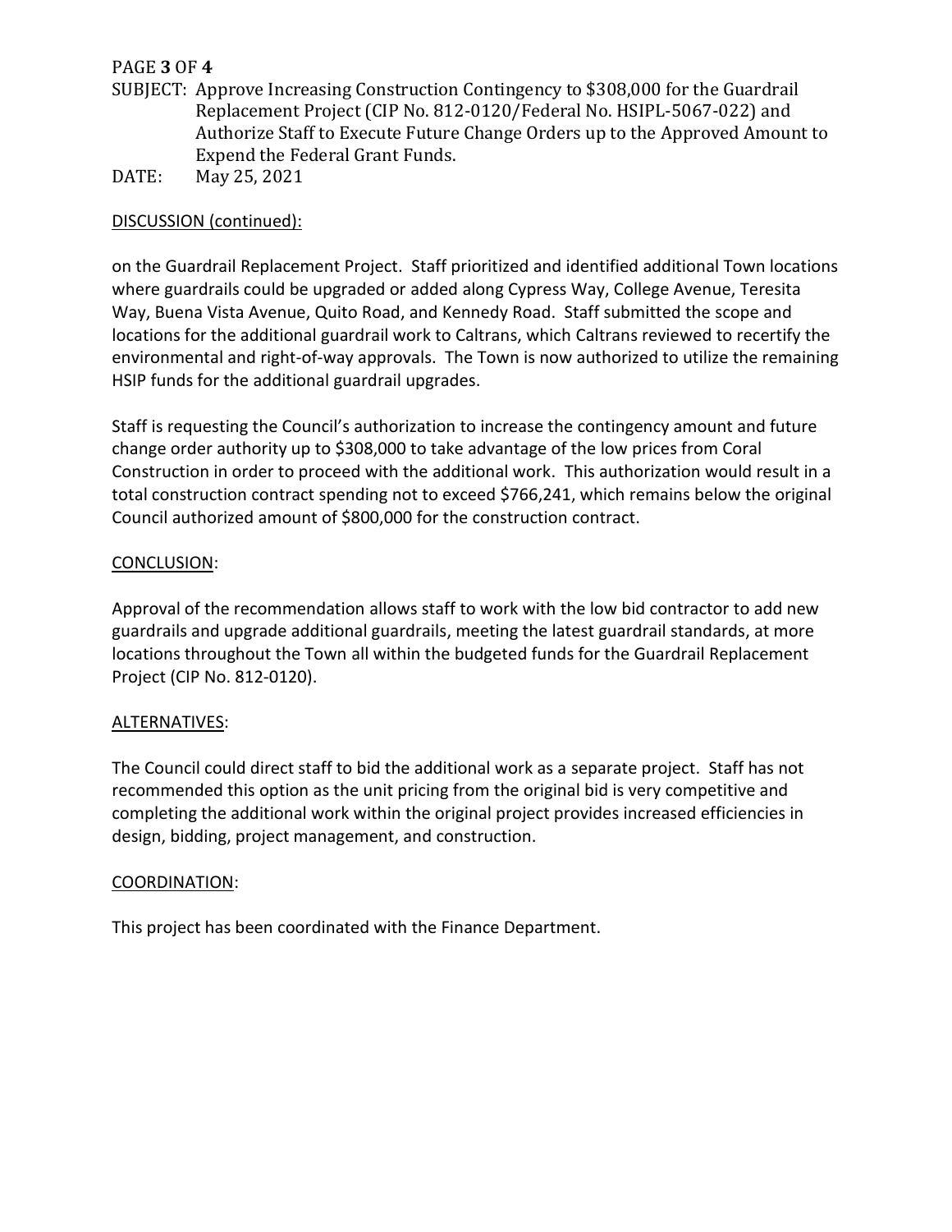SUBJECT: Approve Increasing Construction Contingency to $308,000 for the Guardrail Replacement Project (CIP No. 812-0120/Federal No. HSIPL-5067-022) and Authorize Staff to Execute Future Change Orders up to the Approved Amount to Expend the Federal Grant Funds.

DATE: May 25, 2021

DISCUSSION (continued):

on the Guardrail Replacement Project. Staff prioritized and identified additional Town locations where guardrails could be upgraded or added along Cypress Way, College Avenue, Teresita Way, Buena Vista Avenue, Quito Road, and Kennedy Road. Staff submitted the scope and locations for the additional guardrail work to Caltrans, which Caltrans reviewed to recertify the environmental and right-of-way approvals. The Town is now authorized to utilize the remaining HSIP funds for the additional guardrail upgrades.

Staff is requesting the Council's authorization to increase the contingency amount and future change order authority up to $308,000 to take advantage of the low prices from Coral Construction in order to proceed with the additional work. This authorization would result in a total construction contract spending not to exceed $766,241, which remains below the original Council authorized amount of $800,000 for the construction contract.

CONCLUSION:

Approval of the recommendation allows staff to work with the low bid contractor to add new guardrails and upgrade additional guardrails, meeting the latest guardrail standards, at more locations throughout the Town all within the budgeted funds for the Guardrail Replacement Project (CIP No. 812-0120).

ALTERNATIVES:

The Council could direct staff to bid the additional work as a separate project. Staff has not recommended this option as the unit pricing from the original bid is very competitive and completing the additional work within the original project provides increased efficiencies in design, bidding, project management, and construction.

COORDINATION:

This project has been coordinated with the Finance Department.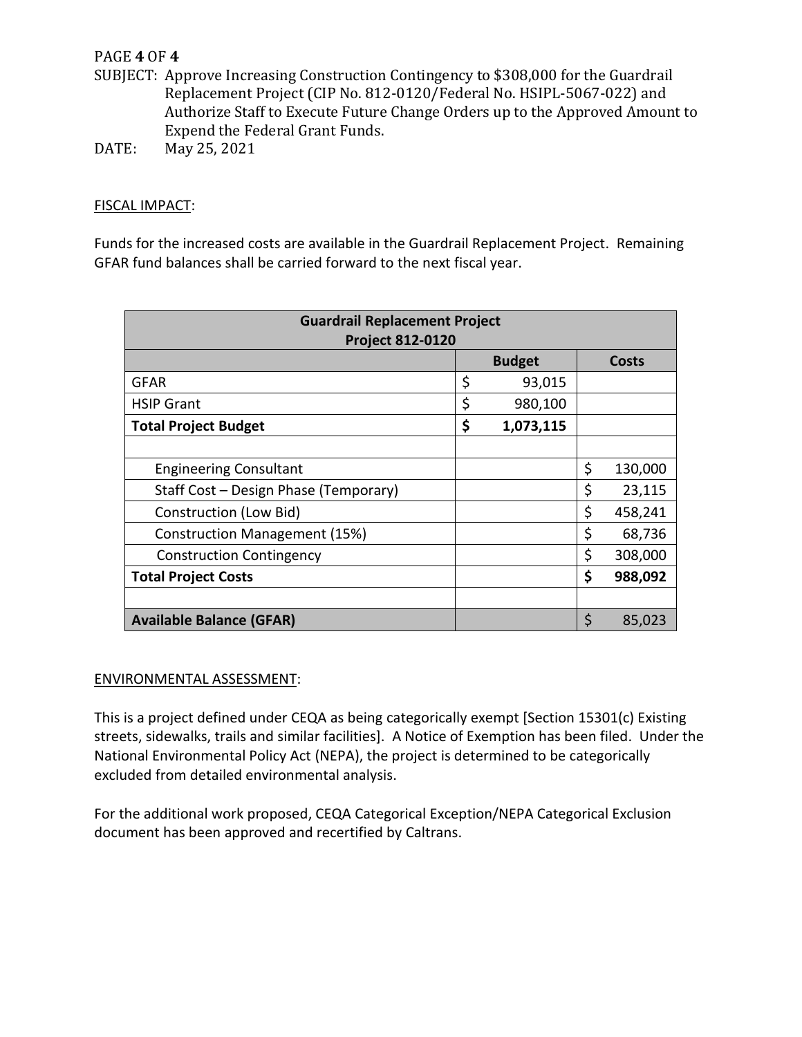SUBJECT: Approve Increasing Construction Contingency to $308,000 for the Guardrail Replacement Project (CIP No. 812-0120/Federal No. HSIPL-5067-022) and Authorize Staff to Execute Future Change Orders up to the Approved Amount to Expend the Federal Grant Funds.

DATE: May 25, 2021

FISCAL IMPACT:

Funds for the increased costs are available in the Guardrail Replacement Project. Remaining GFAR fund balances shall be carried forward to the next fiscal year.

| **Guardrail Replacement Project Project 812-0120** | | |
|---|---|---|
| | **Budget** | **Costs** |
| GFAR | $ 93,015 | |
| HSIP Grant | $ 980,100 | |
| **Total Project Budget** | **$ 1,073,115** | |
| | | |
| Engineering Consultant | | $ 130,000 |
| Staff Cost – Design Phase (Temporary) | | $ 23,115 |
| Construction (Low Bid) | | $ 458,241 |
| Construction Management (15%) | | $ 68,736 |
| Construction Contingency | | $ 308,000 |
| **Total Project Costs** | | **$ 988,092** |
| | | |
| **Available Balance (GFAR)** | | $ 85,023 |

ENVIRONMENTAL ASSESSMENT:

This is a project defined under CEQA as being categorically exempt [Section 15301(c) Existing streets, sidewalks, trails and similar facilities]. A Notice of Exemption has been filed. Under the National Environmental Policy Act (NEPA), the project is determined to be categorically excluded from detailed environmental analysis.

For the additional work proposed, CEQA Categorical Exception/NEPA Categorical Exclusion document has been approved and recertified by Caltrans.